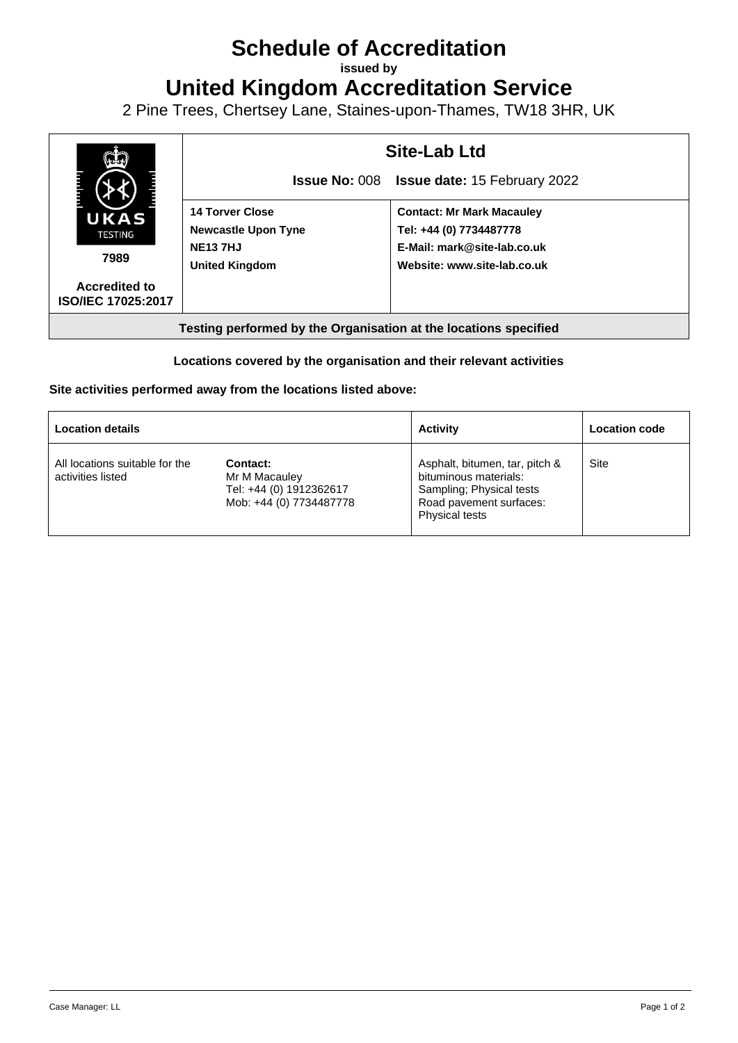# Schedule of Accreditation

**issued by**

# United Kingdom Accreditation Service

2 Pine Trees, Chertsey Lane, Staines-upon-Thames, TW18 3HR, UK

| UKAS TESTING 7989 Accredited to ISO/IEC 17025:2017 | **Site-Lab Ltd** | |
|---|---|---|
| | **Issue No:** 008 | **Issue date:** 15 February 2022 |
| | **14 Torver Close**<br>**Newcastle Upon Tyne**<br>**NE13 7HJ**<br>**United Kingdom** | **Contact: Mr Mark Macauley**<br>**Tel: +44 (0) 7734487778**<br>**E-Mail: mark@site-lab.co.uk**<br>**Website: www.site-lab.co.uk** |

**Testing performed by the Organisation at the locations specified**

**Locations covered by the organisation and their relevant activities**

**Site activities performed away from the locations listed above:**

| Location details | | Activity | Location code |
|---|---|---|---|
| All locations suitable for the activities listed | **Contact:**<br>Mr M Macauley<br>Tel: +44 (0) 1912362617<br>Mob: +44 (0) 7734487778 | Asphalt, bitumen, tar, pitch & bituminous materials:<br>Sampling; Physical tests<br>Road pavement surfaces:<br>Physical tests | Site |

Case Manager: LL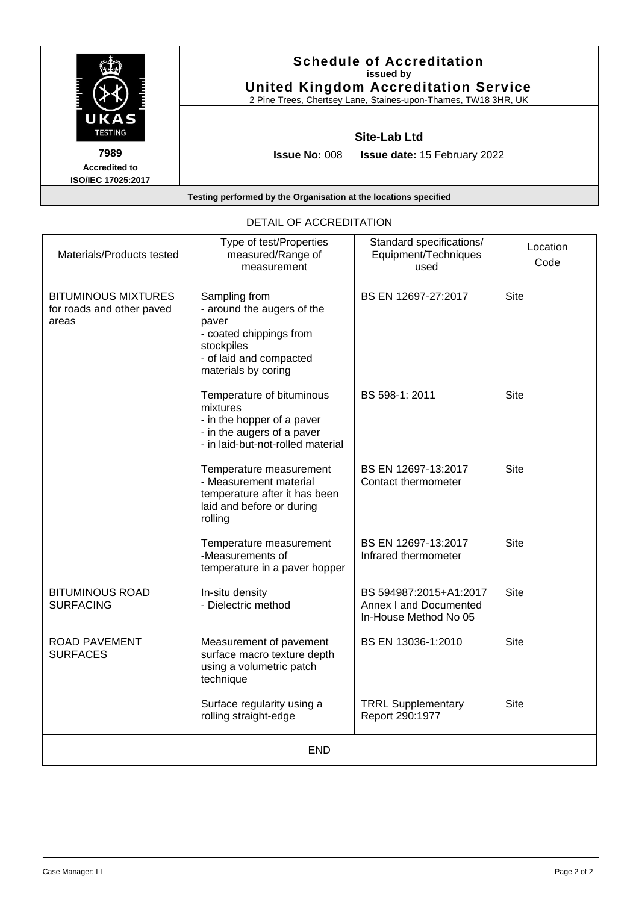**7989**
**Accredited to ISO/IEC 17025:2017**

# Schedule of Accreditation
**issued by**
## United Kingdom Accreditation Service
2 Pine Trees, Chertsey Lane, Staines-upon-Thames, TW18 3HR, UK

**Site-Lab Ltd**

**Issue No:** 008 **Issue date:** 15 February 2022

**Testing performed by the Organisation at the locations specified**

DETAIL OF ACCREDITATION

| Materials/Products tested | Type of test/Properties measured/Range of measurement | Standard specifications/ Equipment/Techniques used | Location Code |
|---|---|---|---|
| BITUMINOUS MIXTURES for roads and other paved areas | Sampling from<br>- around the augers of the paver<br>- coated chippings from stockpiles<br>- of laid and compacted materials by coring | BS EN 12697-27:2017 | Site |
| | Temperature of bituminous mixtures<br>- in the hopper of a paver<br>- in the augers of a paver<br>- in laid-but-not-rolled material | BS 598-1: 2011 | Site |
| | Temperature measurement<br>- Measurement material temperature after it has been laid and before or during rolling | BS EN 12697-13:2017<br>Contact thermometer | Site |
| | Temperature measurement<br>-Measurements of temperature in a paver hopper | BS EN 12697-13:2017<br>Infrared thermometer | Site |
| BITUMINOUS ROAD SURFACING | In-situ density<br>- Dielectric method | BS 594987:2015+A1:2017 Annex I and Documented In-House Method No 05 | Site |
| ROAD PAVEMENT SURFACES | Measurement of pavement surface macro texture depth using a volumetric patch technique | BS EN 13036-1:2010 | Site |
| | Surface regularity using a rolling straight-edge | TRRL Supplementary Report 290:1977 | Site |

END

Case Manager: LL